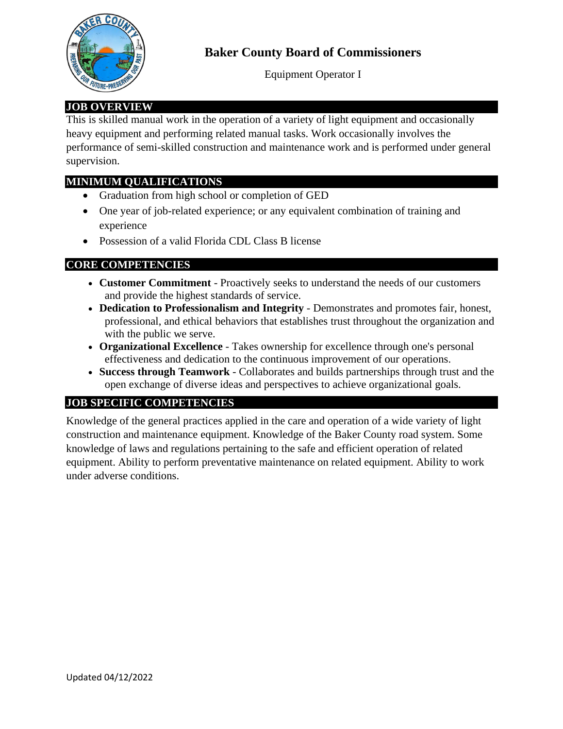# Baker County Board of Commissioners

Equipment Operator I

## JOB OVERVIEW

This is skilled manual work in the operation of a variety of light equipment and occasionally heavy equipment and performing related manual tasks. Work occasionally involves the performance of semi-skilled construction and maintenance work and is performed under general supervision.

## MINIMUM QUALIFICATIONS

- Graduation from high school or completion of GED
- One year of job-related experience; or any equivalent combination of training and experience
- Possession of a valid Florida CDL Class B license

## CORE COMPETENCIES

- **Customer Commitment** - Proactively seeks to understand the needs of our customers and provide the highest standards of service.
- **Dedication to Professionalism and Integrity** - Demonstrates and promotes fair, honest, professional, and ethical behaviors that establishes trust throughout the organization and with the public we serve.
- **Organizational Excellence** - Takes ownership for excellence through one's personal effectiveness and dedication to the continuous improvement of our operations.
- **Success through Teamwork** - Collaborates and builds partnerships through trust and the open exchange of diverse ideas and perspectives to achieve organizational goals.

## JOB SPECIFIC COMPETENCIES

Knowledge of the general practices applied in the care and operation of a wide variety of light construction and maintenance equipment. Knowledge of the Baker County road system. Some knowledge of laws and regulations pertaining to the safe and efficient operation of related equipment. Ability to perform preventative maintenance on related equipment. Ability to work under adverse conditions.

Updated 04/12/2022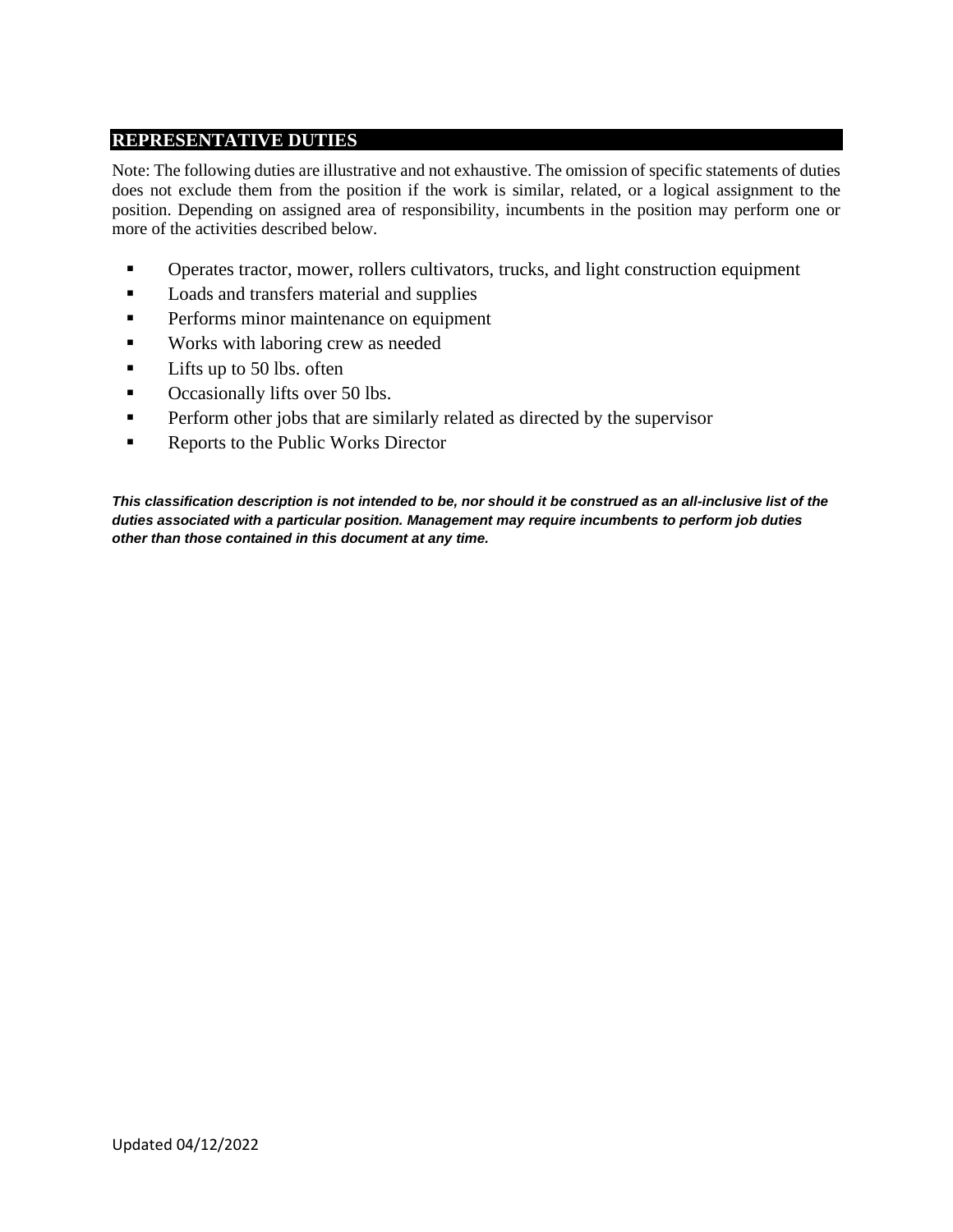## REPRESENTATIVE DUTIES

Note: The following duties are illustrative and not exhaustive. The omission of specific statements of duties does not exclude them from the position if the work is similar, related, or a logical assignment to the position. Depending on assigned area of responsibility, incumbents in the position may perform one or more of the activities described below.

- Operates tractor, mower, rollers cultivators, trucks, and light construction equipment
- Loads and transfers material and supplies
- Performs minor maintenance on equipment
- Works with laboring crew as needed
- Lifts up to 50 lbs. often
- Occasionally lifts over 50 lbs.
- Perform other jobs that are similarly related as directed by the supervisor
- Reports to the Public Works Director

***This classification description is not intended to be, nor should it be construed as an all-inclusive list of the duties associated with a particular position. Management may require incumbents to perform job duties other than those contained in this document at any time.***

Updated 04/12/2022